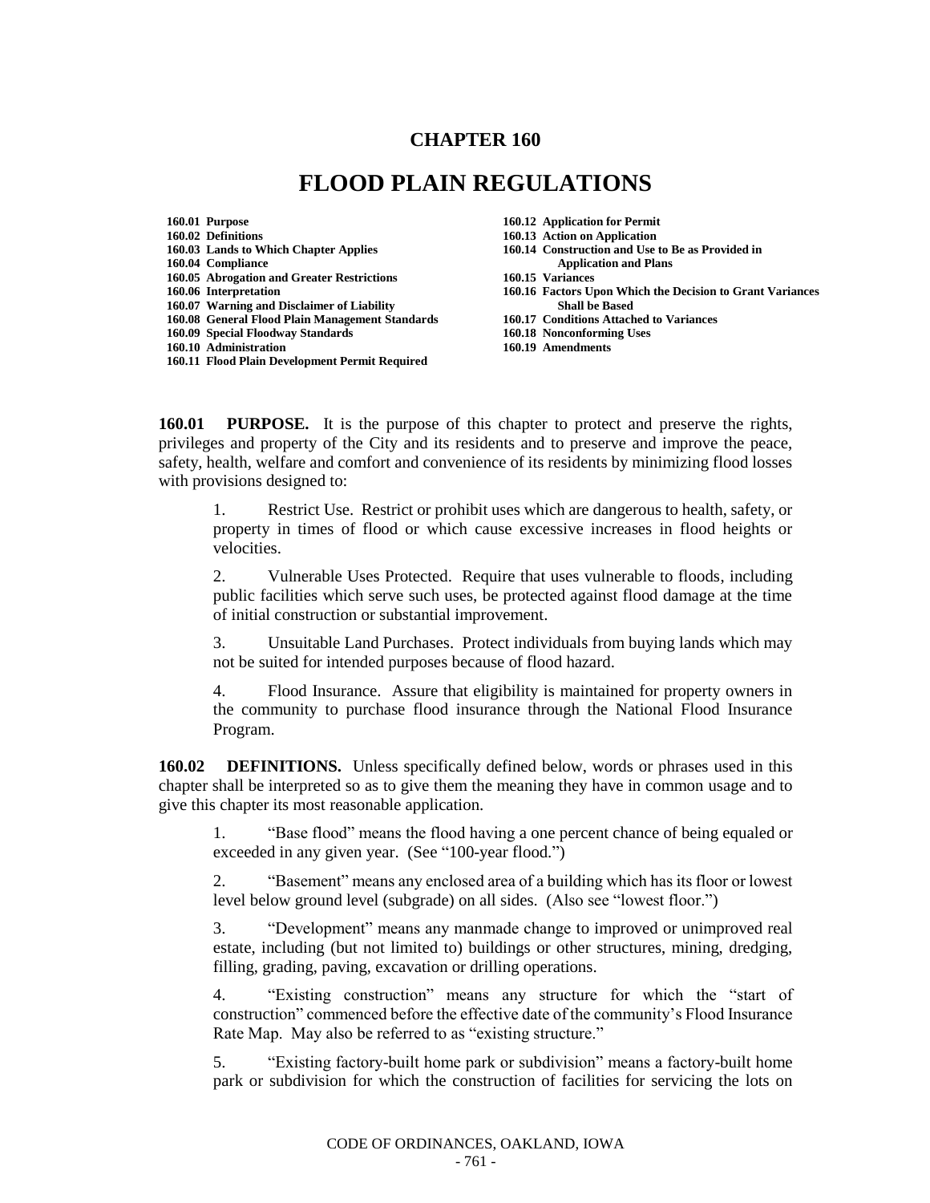# CHAPTER 160

# FLOOD PLAIN REGULATIONS

- **160.01 Purpose**
- **160.02 Definitions**
- **160.03 Lands to Which Chapter Applies**
- **160.04 Compliance**
- **160.05 Abrogation and Greater Restrictions**
- **160.06 Interpretation**
- **160.07 Warning and Disclaimer of Liability**
- **160.08 General Flood Plain Management Standards**
- **160.09 Special Floodway Standards**
- **160.10 Administration**
- **160.11 Flood Plain Development Permit Required**
- **160.12 Application for Permit**
- **160.13 Action on Application**
- **160.14 Construction and Use to Be as Provided in Application and Plans**
- **160.15 Variances**
- **160.16 Factors Upon Which the Decision to Grant Variances Shall be Based**
- **160.17 Conditions Attached to Variances**
- **160.18 Nonconforming Uses**
- **160.19 Amendments**

**160.01 PURPOSE.** It is the purpose of this chapter to protect and preserve the rights, privileges and property of the City and its residents and to preserve and improve the peace, safety, health, welfare and comfort and convenience of its residents by minimizing flood losses with provisions designed to:

1. Restrict Use. Restrict or prohibit uses which are dangerous to health, safety, or property in times of flood or which cause excessive increases in flood heights or velocities.

2. Vulnerable Uses Protected. Require that uses vulnerable to floods, including public facilities which serve such uses, be protected against flood damage at the time of initial construction or substantial improvement.

3. Unsuitable Land Purchases. Protect individuals from buying lands which may not be suited for intended purposes because of flood hazard.

4. Flood Insurance. Assure that eligibility is maintained for property owners in the community to purchase flood insurance through the National Flood Insurance Program.

**160.02 DEFINITIONS.** Unless specifically defined below, words or phrases used in this chapter shall be interpreted so as to give them the meaning they have in common usage and to give this chapter its most reasonable application.

1. "Base flood" means the flood having a one percent chance of being equaled or exceeded in any given year. (See "100-year flood.")

2. "Basement" means any enclosed area of a building which has its floor or lowest level below ground level (subgrade) on all sides. (Also see "lowest floor.")

3. "Development" means any manmade change to improved or unimproved real estate, including (but not limited to) buildings or other structures, mining, dredging, filling, grading, paving, excavation or drilling operations.

4. "Existing construction" means any structure for which the "start of construction" commenced before the effective date of the community's Flood Insurance Rate Map. May also be referred to as "existing structure."

5. "Existing factory-built home park or subdivision" means a factory-built home park or subdivision for which the construction of facilities for servicing the lots on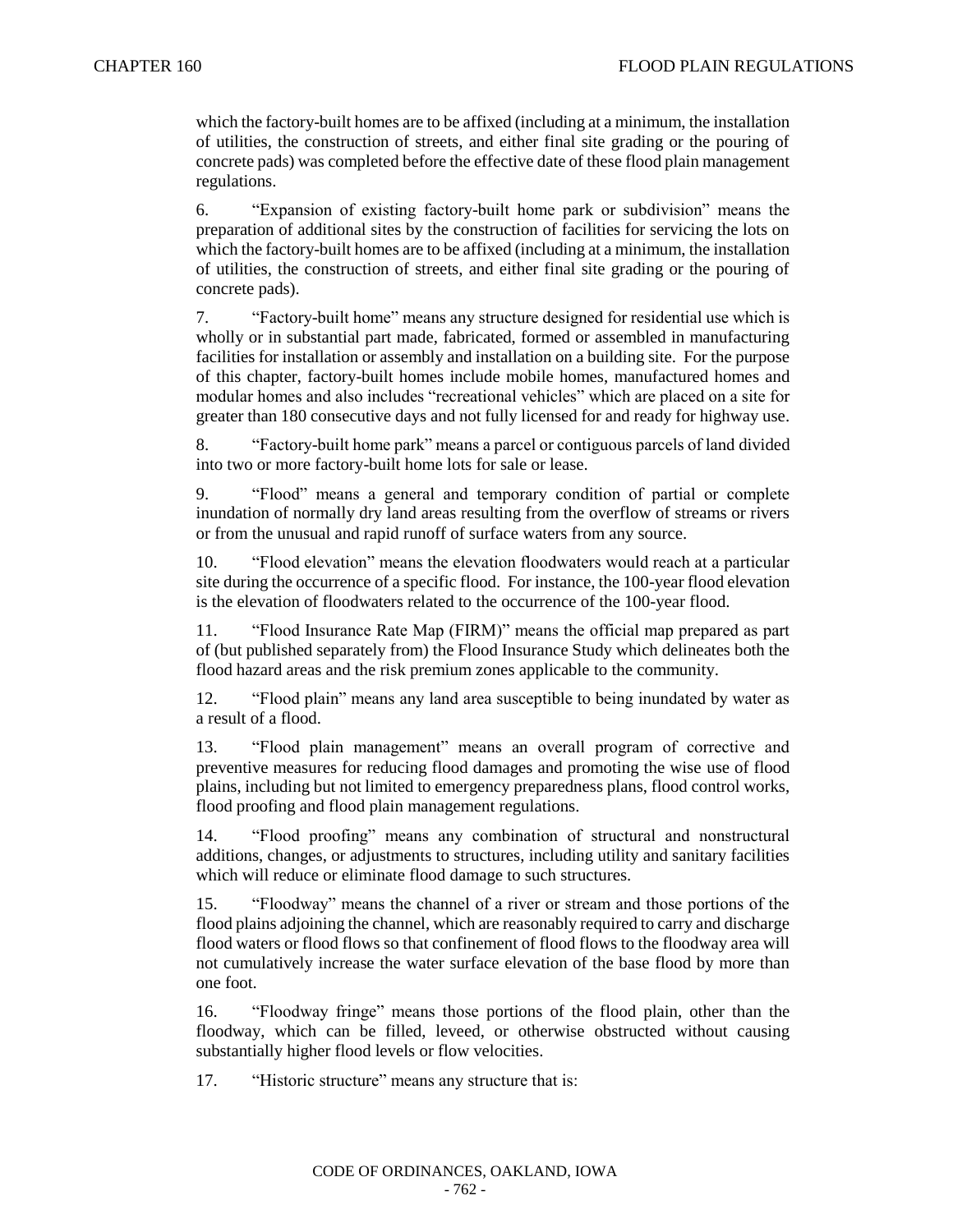which the factory-built homes are to be affixed (including at a minimum, the installation of utilities, the construction of streets, and either final site grading or the pouring of concrete pads) was completed before the effective date of these flood plain management regulations.

6. "Expansion of existing factory-built home park or subdivision" means the preparation of additional sites by the construction of facilities for servicing the lots on which the factory-built homes are to be affixed (including at a minimum, the installation of utilities, the construction of streets, and either final site grading or the pouring of concrete pads).

7. "Factory-built home" means any structure designed for residential use which is wholly or in substantial part made, fabricated, formed or assembled in manufacturing facilities for installation or assembly and installation on a building site. For the purpose of this chapter, factory-built homes include mobile homes, manufactured homes and modular homes and also includes "recreational vehicles" which are placed on a site for greater than 180 consecutive days and not fully licensed for and ready for highway use.

8. "Factory-built home park" means a parcel or contiguous parcels of land divided into two or more factory-built home lots for sale or lease.

9. "Flood" means a general and temporary condition of partial or complete inundation of normally dry land areas resulting from the overflow of streams or rivers or from the unusual and rapid runoff of surface waters from any source.

10. "Flood elevation" means the elevation floodwaters would reach at a particular site during the occurrence of a specific flood. For instance, the 100-year flood elevation is the elevation of floodwaters related to the occurrence of the 100-year flood.

11. "Flood Insurance Rate Map (FIRM)" means the official map prepared as part of (but published separately from) the Flood Insurance Study which delineates both the flood hazard areas and the risk premium zones applicable to the community.

12. "Flood plain" means any land area susceptible to being inundated by water as a result of a flood.

13. "Flood plain management" means an overall program of corrective and preventive measures for reducing flood damages and promoting the wise use of flood plains, including but not limited to emergency preparedness plans, flood control works, flood proofing and flood plain management regulations.

14. "Flood proofing" means any combination of structural and nonstructural additions, changes, or adjustments to structures, including utility and sanitary facilities which will reduce or eliminate flood damage to such structures.

15. "Floodway" means the channel of a river or stream and those portions of the flood plains adjoining the channel, which are reasonably required to carry and discharge flood waters or flood flows so that confinement of flood flows to the floodway area will not cumulatively increase the water surface elevation of the base flood by more than one foot.

16. "Floodway fringe" means those portions of the flood plain, other than the floodway, which can be filled, leveed, or otherwise obstructed without causing substantially higher flood levels or flow velocities.

17. "Historic structure" means any structure that is: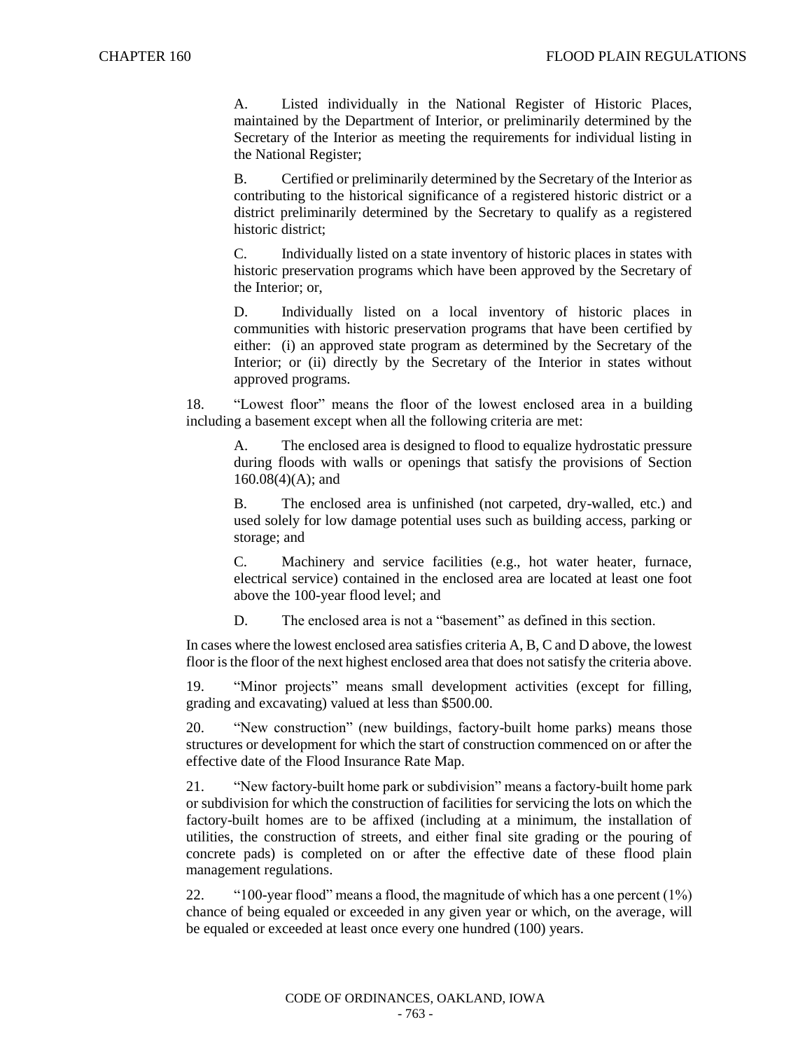A. Listed individually in the National Register of Historic Places, maintained by the Department of Interior, or preliminarily determined by the Secretary of the Interior as meeting the requirements for individual listing in the National Register;

B. Certified or preliminarily determined by the Secretary of the Interior as contributing to the historical significance of a registered historic district or a district preliminarily determined by the Secretary to qualify as a registered historic district;

C. Individually listed on a state inventory of historic places in states with historic preservation programs which have been approved by the Secretary of the Interior; or,

D. Individually listed on a local inventory of historic places in communities with historic preservation programs that have been certified by either: (i) an approved state program as determined by the Secretary of the Interior; or (ii) directly by the Secretary of the Interior in states without approved programs.

18. "Lowest floor" means the floor of the lowest enclosed area in a building including a basement except when all the following criteria are met:

A. The enclosed area is designed to flood to equalize hydrostatic pressure during floods with walls or openings that satisfy the provisions of Section 160.08(4)(A); and

B. The enclosed area is unfinished (not carpeted, dry-walled, etc.) and used solely for low damage potential uses such as building access, parking or storage; and

C. Machinery and service facilities (e.g., hot water heater, furnace, electrical service) contained in the enclosed area are located at least one foot above the 100-year flood level; and

D. The enclosed area is not a "basement" as defined in this section.

In cases where the lowest enclosed area satisfies criteria A, B, C and D above, the lowest floor is the floor of the next highest enclosed area that does not satisfy the criteria above.

19. "Minor projects" means small development activities (except for filling, grading and excavating) valued at less than $500.00.

20. "New construction" (new buildings, factory-built home parks) means those structures or development for which the start of construction commenced on or after the effective date of the Flood Insurance Rate Map.

21. "New factory-built home park or subdivision" means a factory-built home park or subdivision for which the construction of facilities for servicing the lots on which the factory-built homes are to be affixed (including at a minimum, the installation of utilities, the construction of streets, and either final site grading or the pouring of concrete pads) is completed on or after the effective date of these flood plain management regulations.

22. "100-year flood" means a flood, the magnitude of which has a one percent (1%) chance of being equaled or exceeded in any given year or which, on the average, will be equaled or exceeded at least once every one hundred (100) years.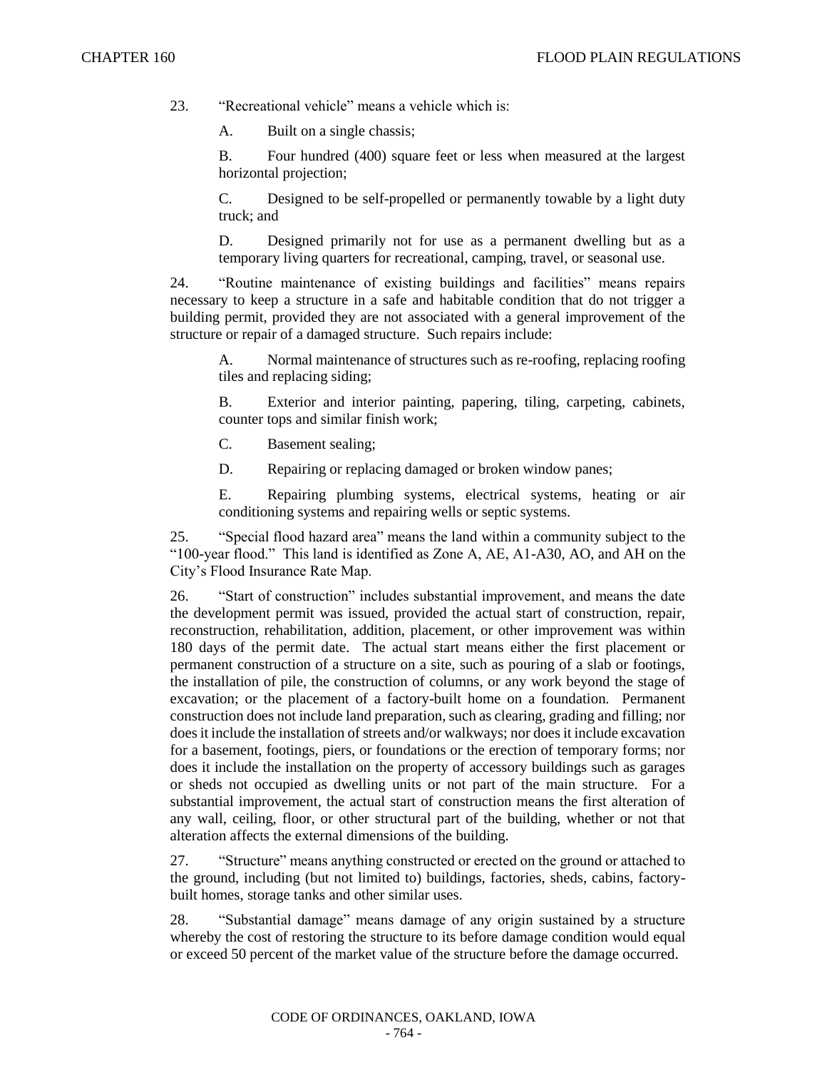23. "Recreational vehicle" means a vehicle which is:

   A. Built on a single chassis;

   B. Four hundred (400) square feet or less when measured at the largest horizontal projection;

   C. Designed to be self-propelled or permanently towable by a light duty truck; and

   D. Designed primarily not for use as a permanent dwelling but as a temporary living quarters for recreational, camping, travel, or seasonal use.

24. "Routine maintenance of existing buildings and facilities" means repairs necessary to keep a structure in a safe and habitable condition that do not trigger a building permit, provided they are not associated with a general improvement of the structure or repair of a damaged structure. Such repairs include:

   A. Normal maintenance of structures such as re-roofing, replacing roofing tiles and replacing siding;

   B. Exterior and interior painting, papering, tiling, carpeting, cabinets, counter tops and similar finish work;

   C. Basement sealing;

   D. Repairing or replacing damaged or broken window panes;

   E. Repairing plumbing systems, electrical systems, heating or air conditioning systems and repairing wells or septic systems.

25. "Special flood hazard area" means the land within a community subject to the "100-year flood." This land is identified as Zone A, AE, A1-A30, AO, and AH on the City's Flood Insurance Rate Map.

26. "Start of construction" includes substantial improvement, and means the date the development permit was issued, provided the actual start of construction, repair, reconstruction, rehabilitation, addition, placement, or other improvement was within 180 days of the permit date. The actual start means either the first placement or permanent construction of a structure on a site, such as pouring of a slab or footings, the installation of pile, the construction of columns, or any work beyond the stage of excavation; or the placement of a factory-built home on a foundation. Permanent construction does not include land preparation, such as clearing, grading and filling; nor does it include the installation of streets and/or walkways; nor does it include excavation for a basement, footings, piers, or foundations or the erection of temporary forms; nor does it include the installation on the property of accessory buildings such as garages or sheds not occupied as dwelling units or not part of the main structure. For a substantial improvement, the actual start of construction means the first alteration of any wall, ceiling, floor, or other structural part of the building, whether or not that alteration affects the external dimensions of the building.

27. "Structure" means anything constructed or erected on the ground or attached to the ground, including (but not limited to) buildings, factories, sheds, cabins, factory-built homes, storage tanks and other similar uses.

28. "Substantial damage" means damage of any origin sustained by a structure whereby the cost of restoring the structure to its before damage condition would equal or exceed 50 percent of the market value of the structure before the damage occurred.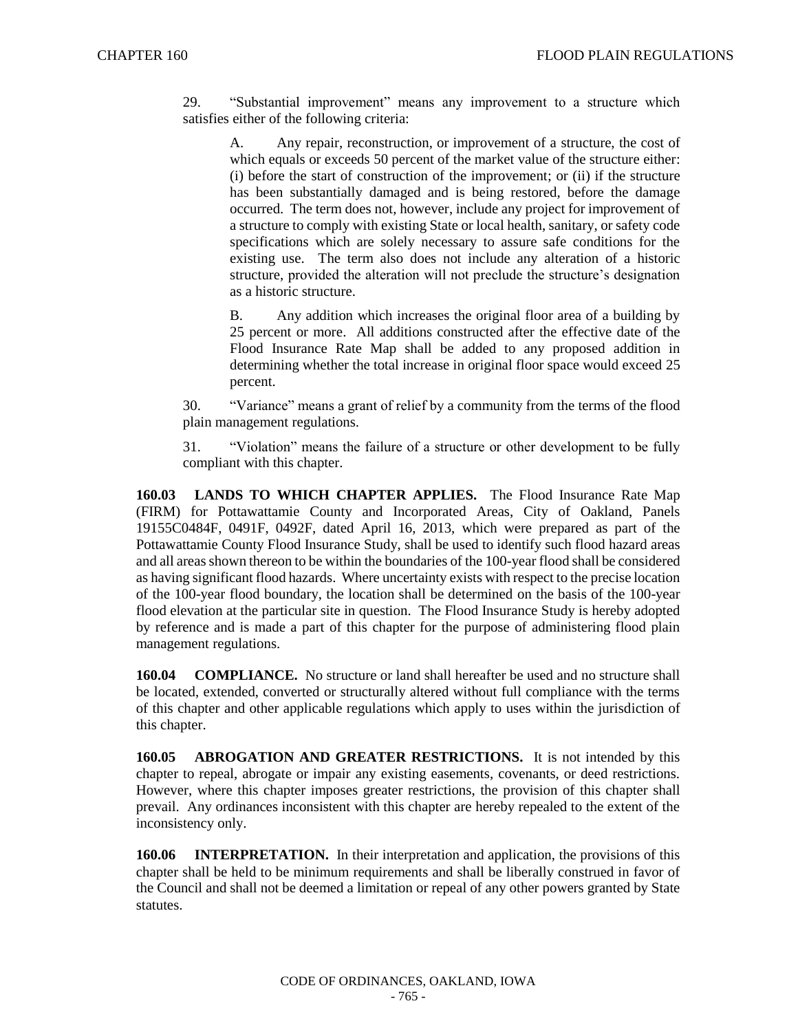29. "Substantial improvement" means any improvement to a structure which satisfies either of the following criteria:

A. Any repair, reconstruction, or improvement of a structure, the cost of which equals or exceeds 50 percent of the market value of the structure either: (i) before the start of construction of the improvement; or (ii) if the structure has been substantially damaged and is being restored, before the damage occurred. The term does not, however, include any project for improvement of a structure to comply with existing State or local health, sanitary, or safety code specifications which are solely necessary to assure safe conditions for the existing use. The term also does not include any alteration of a historic structure, provided the alteration will not preclude the structure's designation as a historic structure.

B. Any addition which increases the original floor area of a building by 25 percent or more. All additions constructed after the effective date of the Flood Insurance Rate Map shall be added to any proposed addition in determining whether the total increase in original floor space would exceed 25 percent.

30. "Variance" means a grant of relief by a community from the terms of the flood plain management regulations.

31. "Violation" means the failure of a structure or other development to be fully compliant with this chapter.

**160.03 LANDS TO WHICH CHAPTER APPLIES.** The Flood Insurance Rate Map (FIRM) for Pottawattamie County and Incorporated Areas, City of Oakland, Panels 19155C0484F, 0491F, 0492F, dated April 16, 2013, which were prepared as part of the Pottawattamie County Flood Insurance Study, shall be used to identify such flood hazard areas and all areas shown thereon to be within the boundaries of the 100-year flood shall be considered as having significant flood hazards. Where uncertainty exists with respect to the precise location of the 100-year flood boundary, the location shall be determined on the basis of the 100-year flood elevation at the particular site in question. The Flood Insurance Study is hereby adopted by reference and is made a part of this chapter for the purpose of administering flood plain management regulations.

**160.04 COMPLIANCE.** No structure or land shall hereafter be used and no structure shall be located, extended, converted or structurally altered without full compliance with the terms of this chapter and other applicable regulations which apply to uses within the jurisdiction of this chapter.

**160.05 ABROGATION AND GREATER RESTRICTIONS.** It is not intended by this chapter to repeal, abrogate or impair any existing easements, covenants, or deed restrictions. However, where this chapter imposes greater restrictions, the provision of this chapter shall prevail. Any ordinances inconsistent with this chapter are hereby repealed to the extent of the inconsistency only.

**160.06 INTERPRETATION.** In their interpretation and application, the provisions of this chapter shall be held to be minimum requirements and shall be liberally construed in favor of the Council and shall not be deemed a limitation or repeal of any other powers granted by State statutes.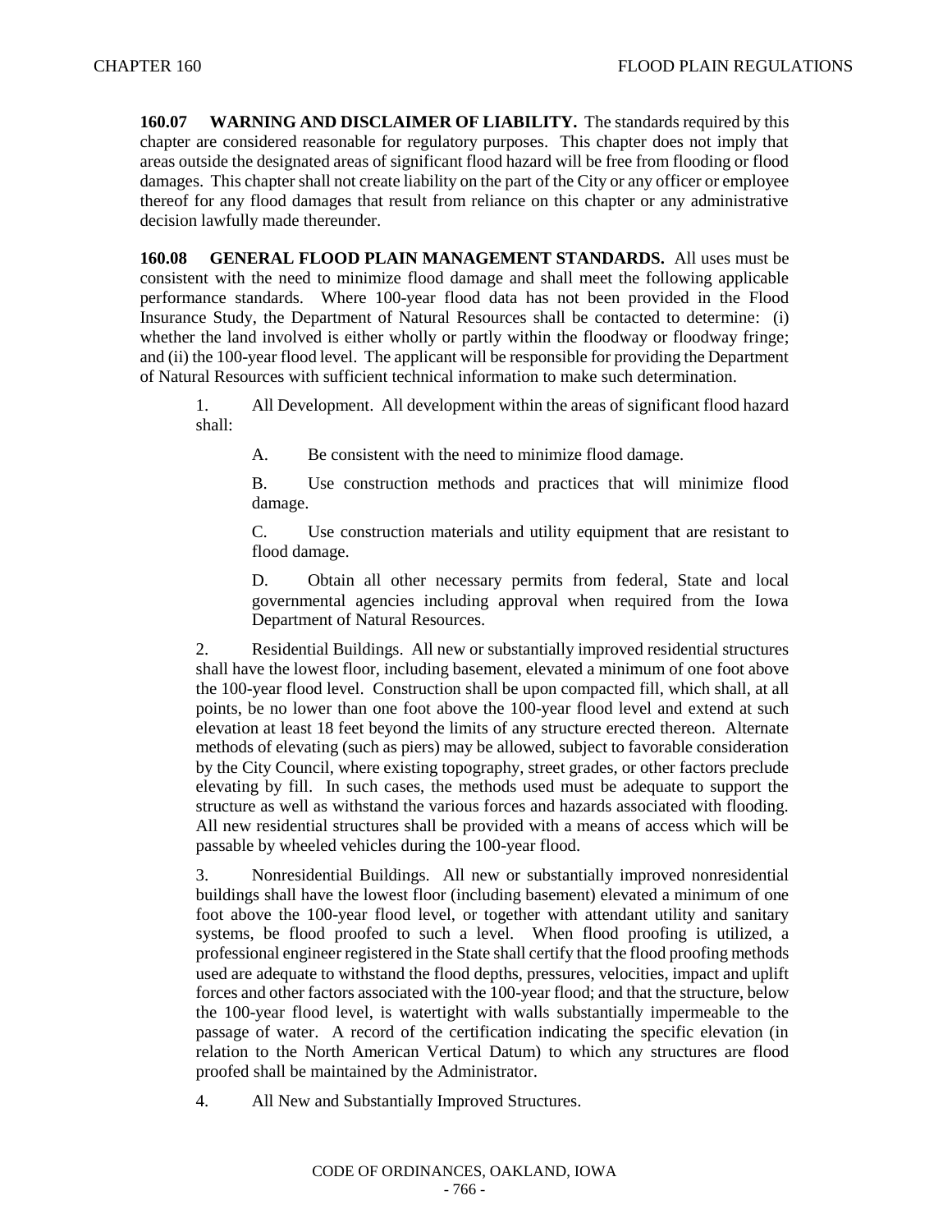**160.07 WARNING AND DISCLAIMER OF LIABILITY.** The standards required by this chapter are considered reasonable for regulatory purposes. This chapter does not imply that areas outside the designated areas of significant flood hazard will be free from flooding or flood damages. This chapter shall not create liability on the part of the City or any officer or employee thereof for any flood damages that result from reliance on this chapter or any administrative decision lawfully made thereunder.

**160.08 GENERAL FLOOD PLAIN MANAGEMENT STANDARDS.** All uses must be consistent with the need to minimize flood damage and shall meet the following applicable performance standards. Where 100-year flood data has not been provided in the Flood Insurance Study, the Department of Natural Resources shall be contacted to determine: (i) whether the land involved is either wholly or partly within the floodway or floodway fringe; and (ii) the 100-year flood level. The applicant will be responsible for providing the Department of Natural Resources with sufficient technical information to make such determination.

1. All Development. All development within the areas of significant flood hazard shall:

   A. Be consistent with the need to minimize flood damage.

   B. Use construction methods and practices that will minimize flood damage.

   C. Use construction materials and utility equipment that are resistant to flood damage.

   D. Obtain all other necessary permits from federal, State and local governmental agencies including approval when required from the Iowa Department of Natural Resources.

2. Residential Buildings. All new or substantially improved residential structures shall have the lowest floor, including basement, elevated a minimum of one foot above the 100-year flood level. Construction shall be upon compacted fill, which shall, at all points, be no lower than one foot above the 100-year flood level and extend at such elevation at least 18 feet beyond the limits of any structure erected thereon. Alternate methods of elevating (such as piers) may be allowed, subject to favorable consideration by the City Council, where existing topography, street grades, or other factors preclude elevating by fill. In such cases, the methods used must be adequate to support the structure as well as withstand the various forces and hazards associated with flooding. All new residential structures shall be provided with a means of access which will be passable by wheeled vehicles during the 100-year flood.

3. Nonresidential Buildings. All new or substantially improved nonresidential buildings shall have the lowest floor (including basement) elevated a minimum of one foot above the 100-year flood level, or together with attendant utility and sanitary systems, be flood proofed to such a level. When flood proofing is utilized, a professional engineer registered in the State shall certify that the flood proofing methods used are adequate to withstand the flood depths, pressures, velocities, impact and uplift forces and other factors associated with the 100-year flood; and that the structure, below the 100-year flood level, is watertight with walls substantially impermeable to the passage of water. A record of the certification indicating the specific elevation (in relation to the North American Vertical Datum) to which any structures are flood proofed shall be maintained by the Administrator.

4. All New and Substantially Improved Structures.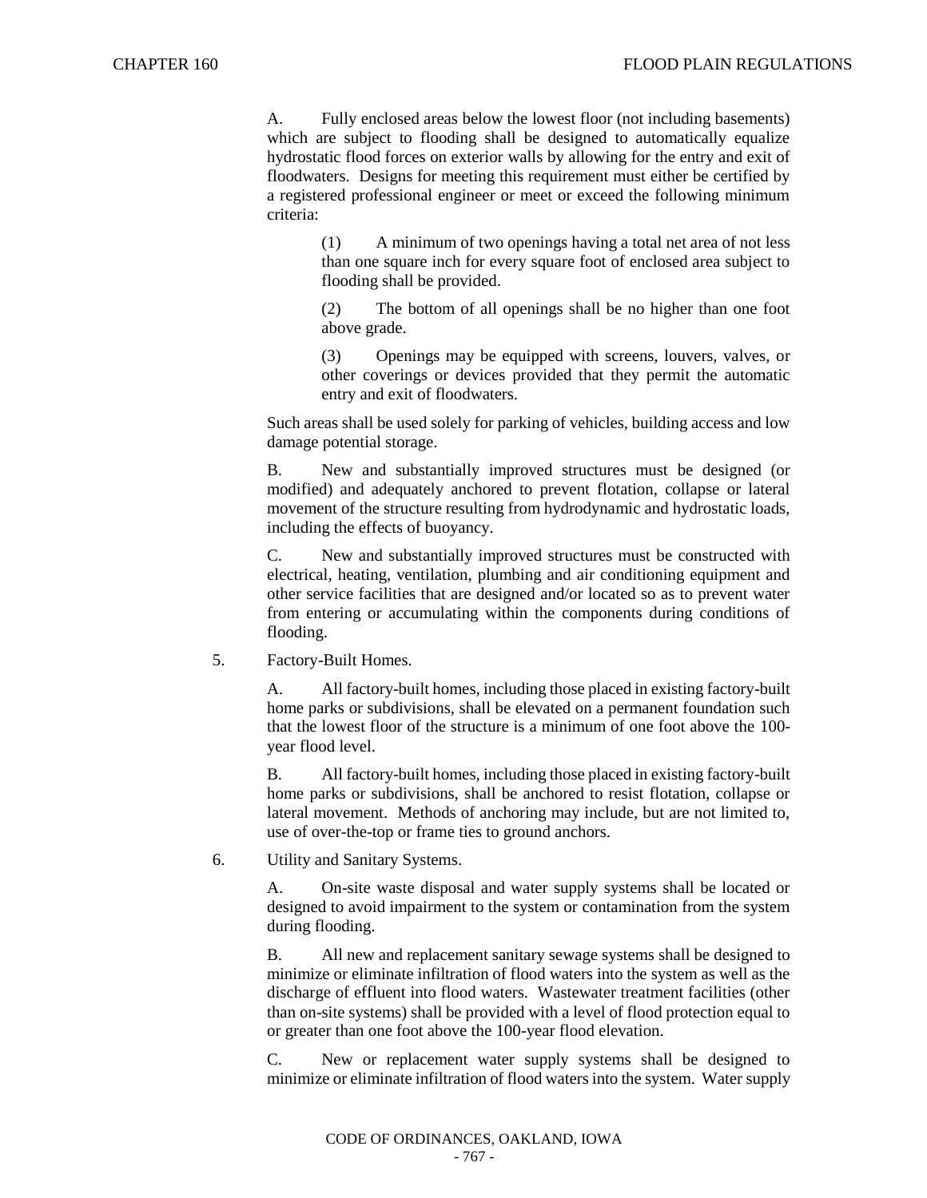A. Fully enclosed areas below the lowest floor (not including basements) which are subject to flooding shall be designed to automatically equalize hydrostatic flood forces on exterior walls by allowing for the entry and exit of floodwaters. Designs for meeting this requirement must either be certified by a registered professional engineer or meet or exceed the following minimum criteria:

(1) A minimum of two openings having a total net area of not less than one square inch for every square foot of enclosed area subject to flooding shall be provided.

(2) The bottom of all openings shall be no higher than one foot above grade.

(3) Openings may be equipped with screens, louvers, valves, or other coverings or devices provided that they permit the automatic entry and exit of floodwaters.

Such areas shall be used solely for parking of vehicles, building access and low damage potential storage.

B. New and substantially improved structures must be designed (or modified) and adequately anchored to prevent flotation, collapse or lateral movement of the structure resulting from hydrodynamic and hydrostatic loads, including the effects of buoyancy.

C. New and substantially improved structures must be constructed with electrical, heating, ventilation, plumbing and air conditioning equipment and other service facilities that are designed and/or located so as to prevent water from entering or accumulating within the components during conditions of flooding.

5. Factory-Built Homes.

A. All factory-built homes, including those placed in existing factory-built home parks or subdivisions, shall be elevated on a permanent foundation such that the lowest floor of the structure is a minimum of one foot above the 100-year flood level.

B. All factory-built homes, including those placed in existing factory-built home parks or subdivisions, shall be anchored to resist flotation, collapse or lateral movement. Methods of anchoring may include, but are not limited to, use of over-the-top or frame ties to ground anchors.

6. Utility and Sanitary Systems.

A. On-site waste disposal and water supply systems shall be located or designed to avoid impairment to the system or contamination from the system during flooding.

B. All new and replacement sanitary sewage systems shall be designed to minimize or eliminate infiltration of flood waters into the system as well as the discharge of effluent into flood waters. Wastewater treatment facilities (other than on-site systems) shall be provided with a level of flood protection equal to or greater than one foot above the 100-year flood elevation.

C. New or replacement water supply systems shall be designed to minimize or eliminate infiltration of flood waters into the system. Water supply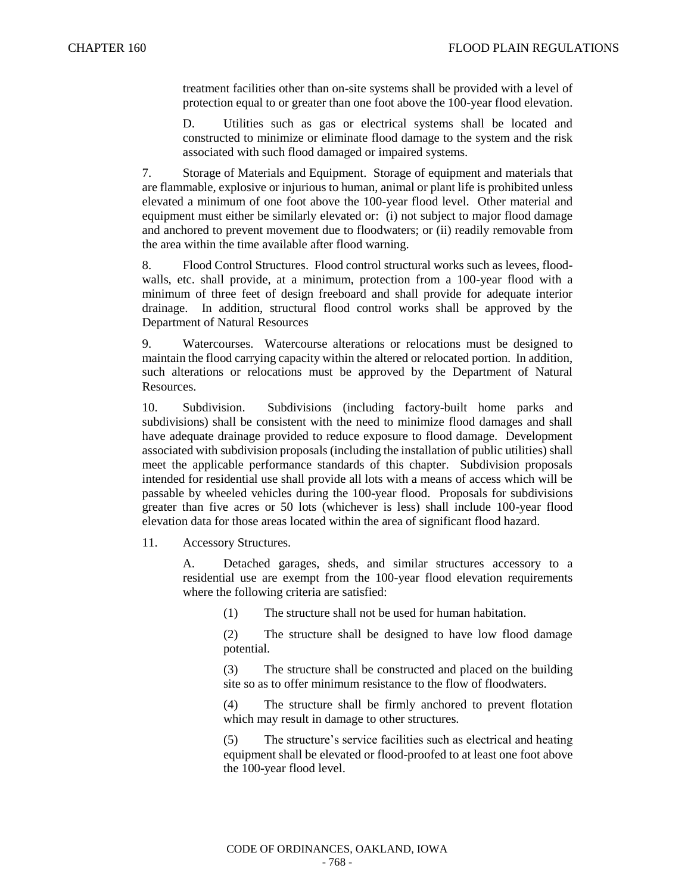treatment facilities other than on-site systems shall be provided with a level of protection equal to or greater than one foot above the 100-year flood elevation.

D. Utilities such as gas or electrical systems shall be located and constructed to minimize or eliminate flood damage to the system and the risk associated with such flood damaged or impaired systems.

7. Storage of Materials and Equipment. Storage of equipment and materials that are flammable, explosive or injurious to human, animal or plant life is prohibited unless elevated a minimum of one foot above the 100-year flood level. Other material and equipment must either be similarly elevated or: (i) not subject to major flood damage and anchored to prevent movement due to floodwaters; or (ii) readily removable from the area within the time available after flood warning.

8. Flood Control Structures. Flood control structural works such as levees, flood-walls, etc. shall provide, at a minimum, protection from a 100-year flood with a minimum of three feet of design freeboard and shall provide for adequate interior drainage. In addition, structural flood control works shall be approved by the Department of Natural Resources

9. Watercourses. Watercourse alterations or relocations must be designed to maintain the flood carrying capacity within the altered or relocated portion. In addition, such alterations or relocations must be approved by the Department of Natural Resources.

10. Subdivision. Subdivisions (including factory-built home parks and subdivisions) shall be consistent with the need to minimize flood damages and shall have adequate drainage provided to reduce exposure to flood damage. Development associated with subdivision proposals (including the installation of public utilities) shall meet the applicable performance standards of this chapter. Subdivision proposals intended for residential use shall provide all lots with a means of access which will be passable by wheeled vehicles during the 100-year flood. Proposals for subdivisions greater than five acres or 50 lots (whichever is less) shall include 100-year flood elevation data for those areas located within the area of significant flood hazard.

11. Accessory Structures.

A. Detached garages, sheds, and similar structures accessory to a residential use are exempt from the 100-year flood elevation requirements where the following criteria are satisfied:

(1) The structure shall not be used for human habitation.

(2) The structure shall be designed to have low flood damage potential.

(3) The structure shall be constructed and placed on the building site so as to offer minimum resistance to the flow of floodwaters.

(4) The structure shall be firmly anchored to prevent flotation which may result in damage to other structures.

(5) The structure's service facilities such as electrical and heating equipment shall be elevated or flood-proofed to at least one foot above the 100-year flood level.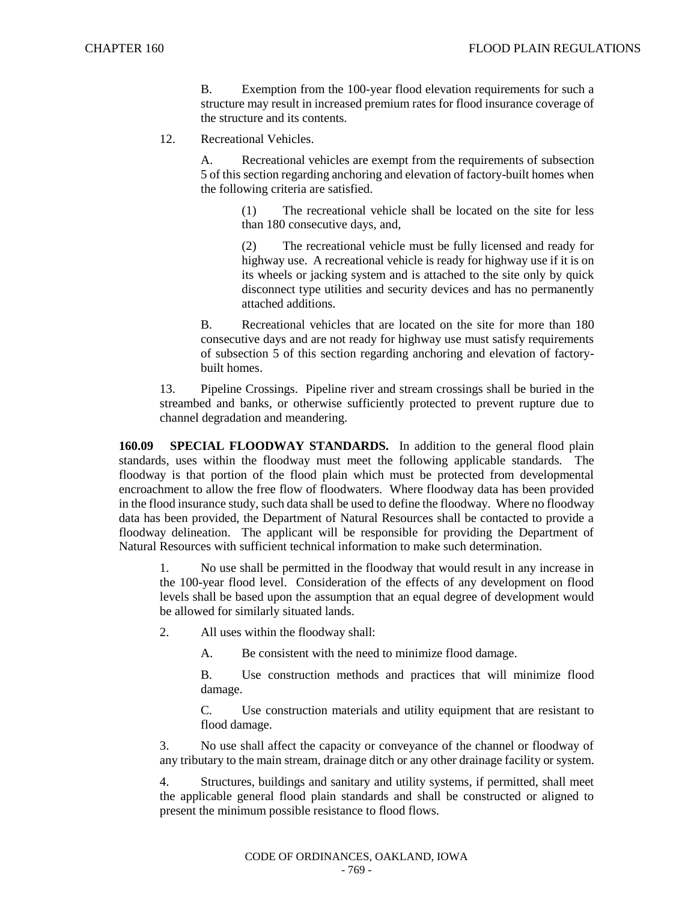B. Exemption from the 100-year flood elevation requirements for such a structure may result in increased premium rates for flood insurance coverage of the structure and its contents.

12. Recreational Vehicles.

A. Recreational vehicles are exempt from the requirements of subsection 5 of this section regarding anchoring and elevation of factory-built homes when the following criteria are satisfied.

(1) The recreational vehicle shall be located on the site for less than 180 consecutive days, and,

(2) The recreational vehicle must be fully licensed and ready for highway use. A recreational vehicle is ready for highway use if it is on its wheels or jacking system and is attached to the site only by quick disconnect type utilities and security devices and has no permanently attached additions.

B. Recreational vehicles that are located on the site for more than 180 consecutive days and are not ready for highway use must satisfy requirements of subsection 5 of this section regarding anchoring and elevation of factory-built homes.

13. Pipeline Crossings. Pipeline river and stream crossings shall be buried in the streambed and banks, or otherwise sufficiently protected to prevent rupture due to channel degradation and meandering.

**160.09 SPECIAL FLOODWAY STANDARDS.** In addition to the general flood plain standards, uses within the floodway must meet the following applicable standards. The floodway is that portion of the flood plain which must be protected from developmental encroachment to allow the free flow of floodwaters. Where floodway data has been provided in the flood insurance study, such data shall be used to define the floodway. Where no floodway data has been provided, the Department of Natural Resources shall be contacted to provide a floodway delineation. The applicant will be responsible for providing the Department of Natural Resources with sufficient technical information to make such determination.

1. No use shall be permitted in the floodway that would result in any increase in the 100-year flood level. Consideration of the effects of any development on flood levels shall be based upon the assumption that an equal degree of development would be allowed for similarly situated lands.

2. All uses within the floodway shall:

A. Be consistent with the need to minimize flood damage.

B. Use construction methods and practices that will minimize flood damage.

C. Use construction materials and utility equipment that are resistant to flood damage.

3. No use shall affect the capacity or conveyance of the channel or floodway of any tributary to the main stream, drainage ditch or any other drainage facility or system.

4. Structures, buildings and sanitary and utility systems, if permitted, shall meet the applicable general flood plain standards and shall be constructed or aligned to present the minimum possible resistance to flood flows.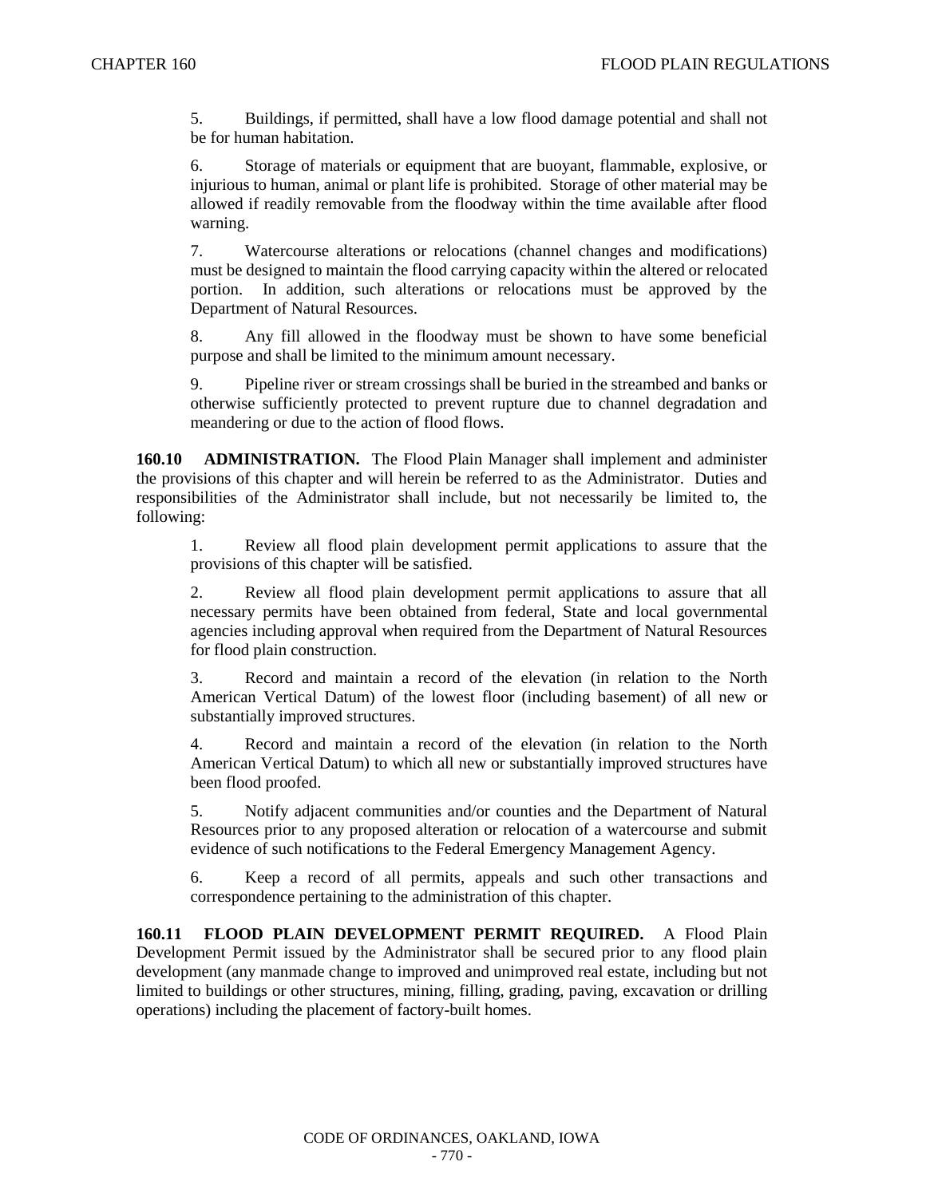5. Buildings, if permitted, shall have a low flood damage potential and shall not be for human habitation.

6. Storage of materials or equipment that are buoyant, flammable, explosive, or injurious to human, animal or plant life is prohibited. Storage of other material may be allowed if readily removable from the floodway within the time available after flood warning.

7. Watercourse alterations or relocations (channel changes and modifications) must be designed to maintain the flood carrying capacity within the altered or relocated portion. In addition, such alterations or relocations must be approved by the Department of Natural Resources.

8. Any fill allowed in the floodway must be shown to have some beneficial purpose and shall be limited to the minimum amount necessary.

9. Pipeline river or stream crossings shall be buried in the streambed and banks or otherwise sufficiently protected to prevent rupture due to channel degradation and meandering or due to the action of flood flows.

**160.10 ADMINISTRATION.** The Flood Plain Manager shall implement and administer the provisions of this chapter and will herein be referred to as the Administrator. Duties and responsibilities of the Administrator shall include, but not necessarily be limited to, the following:

1. Review all flood plain development permit applications to assure that the provisions of this chapter will be satisfied.

2. Review all flood plain development permit applications to assure that all necessary permits have been obtained from federal, State and local governmental agencies including approval when required from the Department of Natural Resources for flood plain construction.

3. Record and maintain a record of the elevation (in relation to the North American Vertical Datum) of the lowest floor (including basement) of all new or substantially improved structures.

4. Record and maintain a record of the elevation (in relation to the North American Vertical Datum) to which all new or substantially improved structures have been flood proofed.

5. Notify adjacent communities and/or counties and the Department of Natural Resources prior to any proposed alteration or relocation of a watercourse and submit evidence of such notifications to the Federal Emergency Management Agency.

6. Keep a record of all permits, appeals and such other transactions and correspondence pertaining to the administration of this chapter.

**160.11 FLOOD PLAIN DEVELOPMENT PERMIT REQUIRED.** A Flood Plain Development Permit issued by the Administrator shall be secured prior to any flood plain development (any manmade change to improved and unimproved real estate, including but not limited to buildings or other structures, mining, filling, grading, paving, excavation or drilling operations) including the placement of factory-built homes.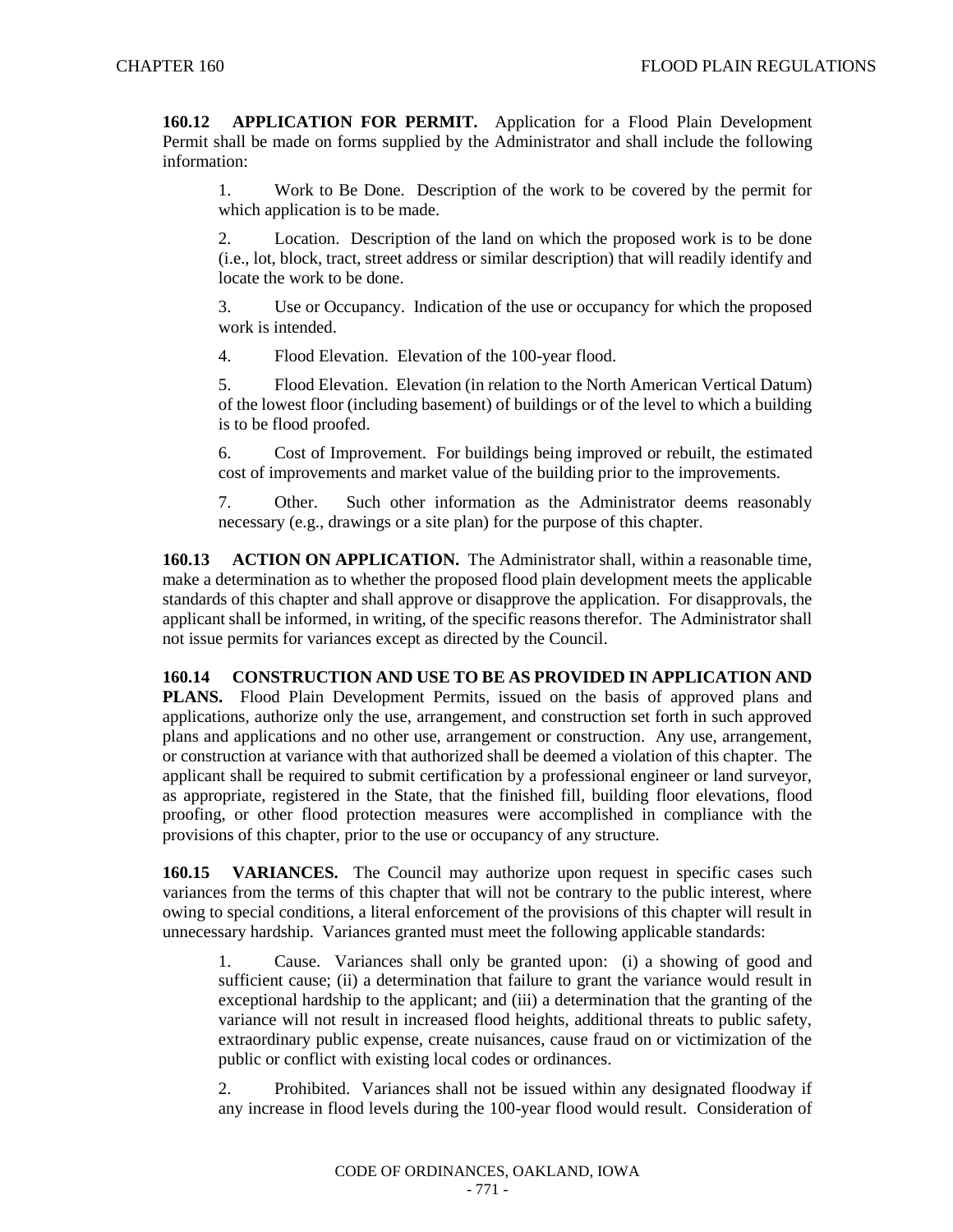**160.12 APPLICATION FOR PERMIT.** Application for a Flood Plain Development Permit shall be made on forms supplied by the Administrator and shall include the following information:

1. Work to Be Done. Description of the work to be covered by the permit for which application is to be made.

2. Location. Description of the land on which the proposed work is to be done (i.e., lot, block, tract, street address or similar description) that will readily identify and locate the work to be done.

3. Use or Occupancy. Indication of the use or occupancy for which the proposed work is intended.

4. Flood Elevation. Elevation of the 100-year flood.

5. Flood Elevation. Elevation (in relation to the North American Vertical Datum) of the lowest floor (including basement) of buildings or of the level to which a building is to be flood proofed.

6. Cost of Improvement. For buildings being improved or rebuilt, the estimated cost of improvements and market value of the building prior to the improvements.

7. Other. Such other information as the Administrator deems reasonably necessary (e.g., drawings or a site plan) for the purpose of this chapter.

**160.13 ACTION ON APPLICATION.** The Administrator shall, within a reasonable time, make a determination as to whether the proposed flood plain development meets the applicable standards of this chapter and shall approve or disapprove the application. For disapprovals, the applicant shall be informed, in writing, of the specific reasons therefor. The Administrator shall not issue permits for variances except as directed by the Council.

**160.14 CONSTRUCTION AND USE TO BE AS PROVIDED IN APPLICATION AND PLANS.** Flood Plain Development Permits, issued on the basis of approved plans and applications, authorize only the use, arrangement, and construction set forth in such approved plans and applications and no other use, arrangement or construction. Any use, arrangement, or construction at variance with that authorized shall be deemed a violation of this chapter. The applicant shall be required to submit certification by a professional engineer or land surveyor, as appropriate, registered in the State, that the finished fill, building floor elevations, flood proofing, or other flood protection measures were accomplished in compliance with the provisions of this chapter, prior to the use or occupancy of any structure.

**160.15 VARIANCES.** The Council may authorize upon request in specific cases such variances from the terms of this chapter that will not be contrary to the public interest, where owing to special conditions, a literal enforcement of the provisions of this chapter will result in unnecessary hardship. Variances granted must meet the following applicable standards:

1. Cause. Variances shall only be granted upon: (i) a showing of good and sufficient cause; (ii) a determination that failure to grant the variance would result in exceptional hardship to the applicant; and (iii) a determination that the granting of the variance will not result in increased flood heights, additional threats to public safety, extraordinary public expense, create nuisances, cause fraud on or victimization of the public or conflict with existing local codes or ordinances.

2. Prohibited. Variances shall not be issued within any designated floodway if any increase in flood levels during the 100-year flood would result. Consideration of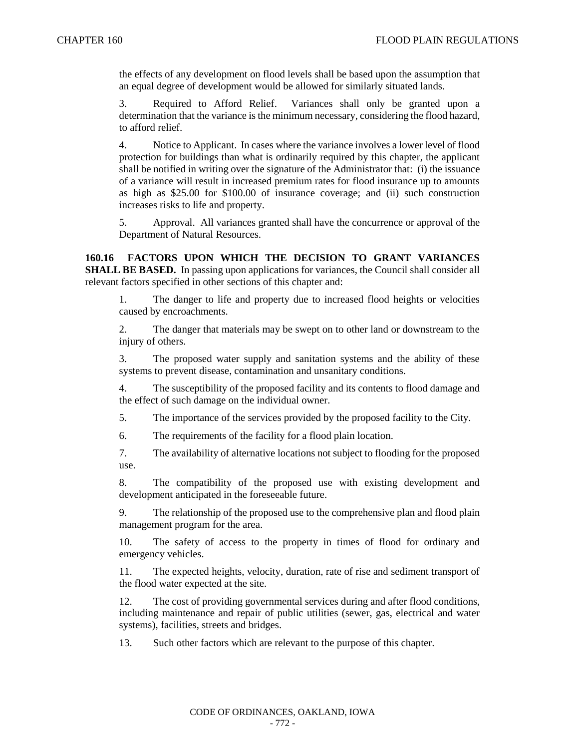the effects of any development on flood levels shall be based upon the assumption that an equal degree of development would be allowed for similarly situated lands.

3. Required to Afford Relief. Variances shall only be granted upon a determination that the variance is the minimum necessary, considering the flood hazard, to afford relief.

4. Notice to Applicant. In cases where the variance involves a lower level of flood protection for buildings than what is ordinarily required by this chapter, the applicant shall be notified in writing over the signature of the Administrator that: (i) the issuance of a variance will result in increased premium rates for flood insurance up to amounts as high as $25.00 for $100.00 of insurance coverage; and (ii) such construction increases risks to life and property.

5. Approval. All variances granted shall have the concurrence or approval of the Department of Natural Resources.

**160.16 FACTORS UPON WHICH THE DECISION TO GRANT VARIANCES SHALL BE BASED.** In passing upon applications for variances, the Council shall consider all relevant factors specified in other sections of this chapter and:

1. The danger to life and property due to increased flood heights or velocities caused by encroachments.

2. The danger that materials may be swept on to other land or downstream to the injury of others.

3. The proposed water supply and sanitation systems and the ability of these systems to prevent disease, contamination and unsanitary conditions.

4. The susceptibility of the proposed facility and its contents to flood damage and the effect of such damage on the individual owner.

5. The importance of the services provided by the proposed facility to the City.

6. The requirements of the facility for a flood plain location.

7. The availability of alternative locations not subject to flooding for the proposed use.

8. The compatibility of the proposed use with existing development and development anticipated in the foreseeable future.

9. The relationship of the proposed use to the comprehensive plan and flood plain management program for the area.

10. The safety of access to the property in times of flood for ordinary and emergency vehicles.

11. The expected heights, velocity, duration, rate of rise and sediment transport of the flood water expected at the site.

12. The cost of providing governmental services during and after flood conditions, including maintenance and repair of public utilities (sewer, gas, electrical and water systems), facilities, streets and bridges.

13. Such other factors which are relevant to the purpose of this chapter.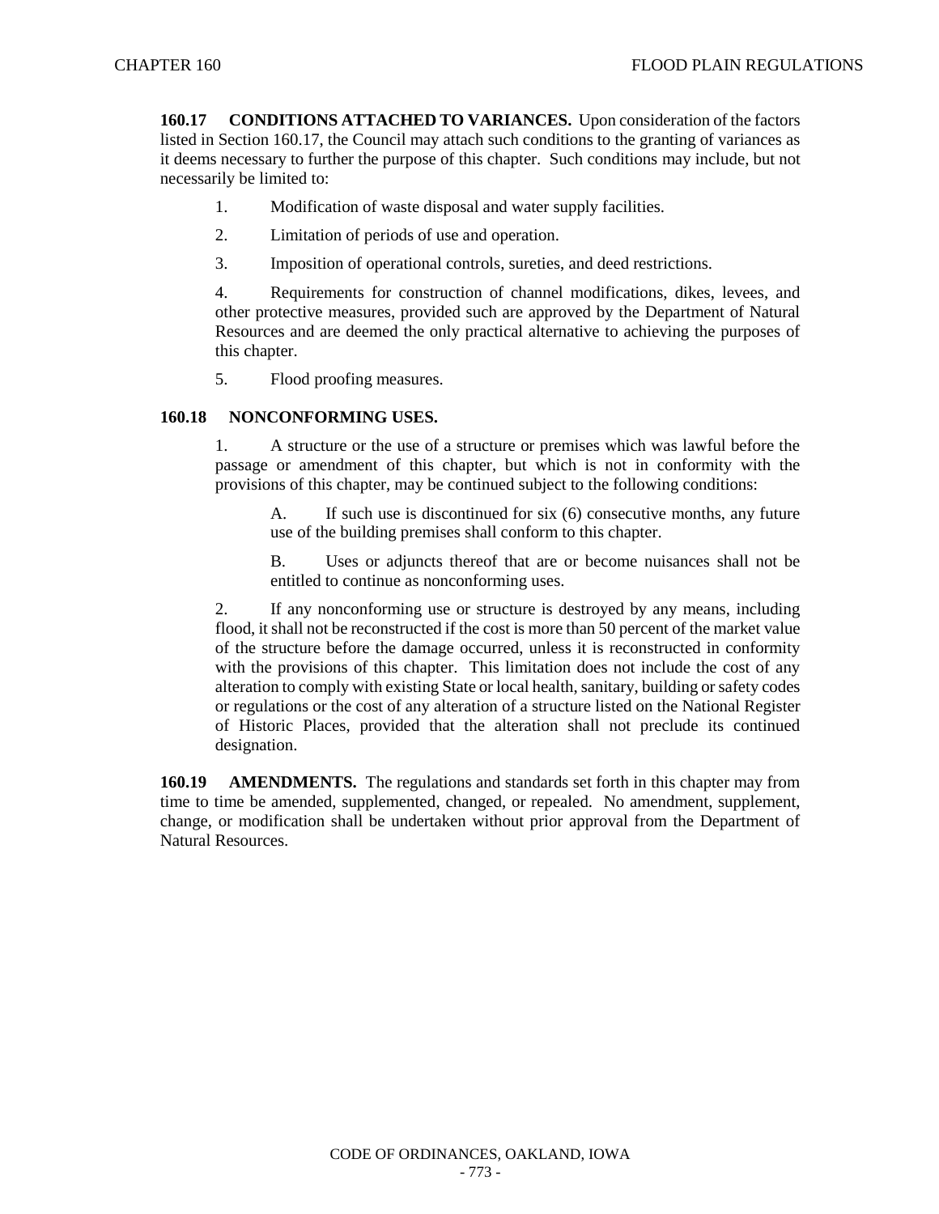**160.17 CONDITIONS ATTACHED TO VARIANCES.** Upon consideration of the factors listed in Section 160.17, the Council may attach such conditions to the granting of variances as it deems necessary to further the purpose of this chapter. Such conditions may include, but not necessarily be limited to:

1. Modification of waste disposal and water supply facilities.

2. Limitation of periods of use and operation.

3. Imposition of operational controls, sureties, and deed restrictions.

4. Requirements for construction of channel modifications, dikes, levees, and other protective measures, provided such are approved by the Department of Natural Resources and are deemed the only practical alternative to achieving the purposes of this chapter.

5. Flood proofing measures.

**160.18 NONCONFORMING USES.**

1. A structure or the use of a structure or premises which was lawful before the passage or amendment of this chapter, but which is not in conformity with the provisions of this chapter, may be continued subject to the following conditions:

   A. If such use is discontinued for six (6) consecutive months, any future use of the building premises shall conform to this chapter.

   B. Uses or adjuncts thereof that are or become nuisances shall not be entitled to continue as nonconforming uses.

2. If any nonconforming use or structure is destroyed by any means, including flood, it shall not be reconstructed if the cost is more than 50 percent of the market value of the structure before the damage occurred, unless it is reconstructed in conformity with the provisions of this chapter. This limitation does not include the cost of any alteration to comply with existing State or local health, sanitary, building or safety codes or regulations or the cost of any alteration of a structure listed on the National Register of Historic Places, provided that the alteration shall not preclude its continued designation.

**160.19 AMENDMENTS.** The regulations and standards set forth in this chapter may from time to time be amended, supplemented, changed, or repealed. No amendment, supplement, change, or modification shall be undertaken without prior approval from the Department of Natural Resources.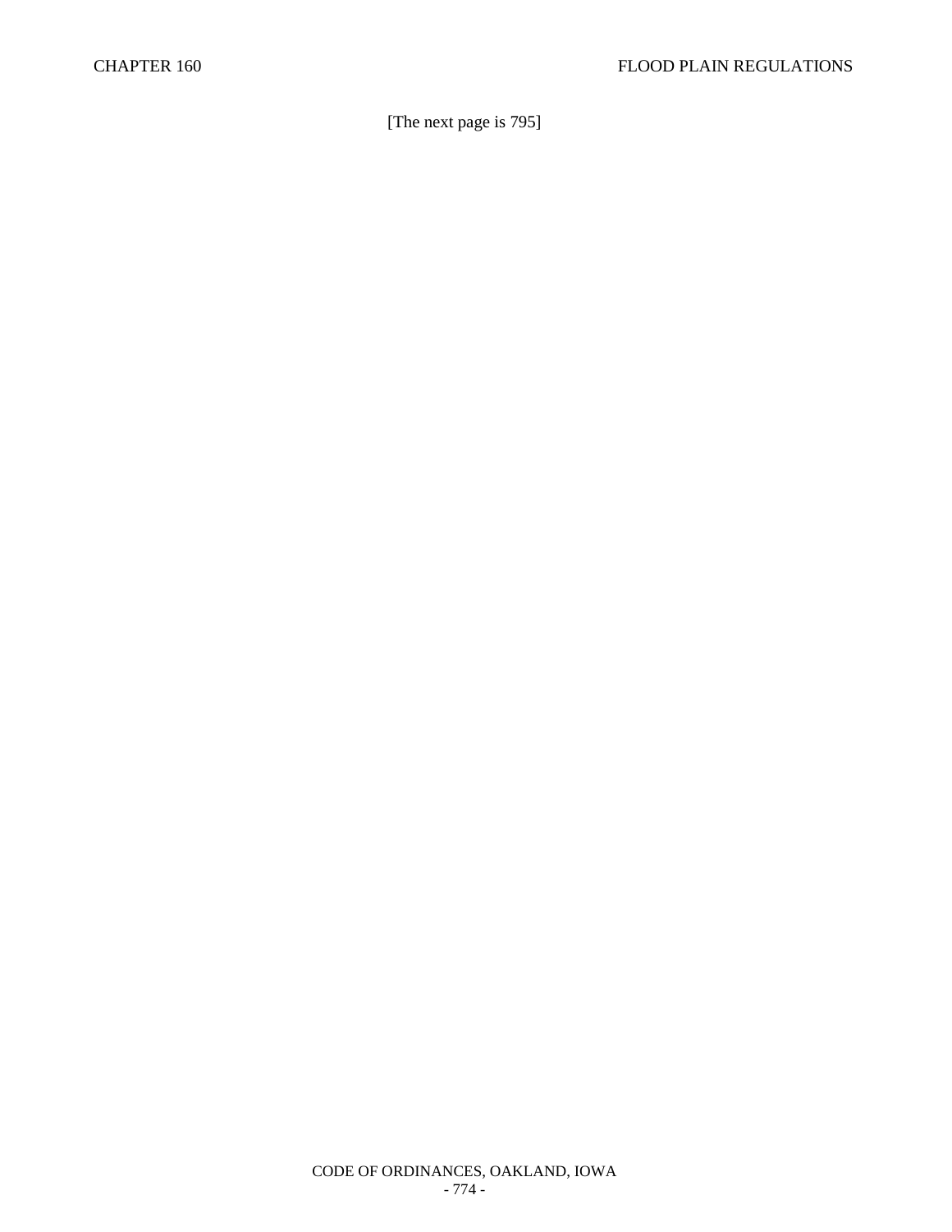[The next page is 795]